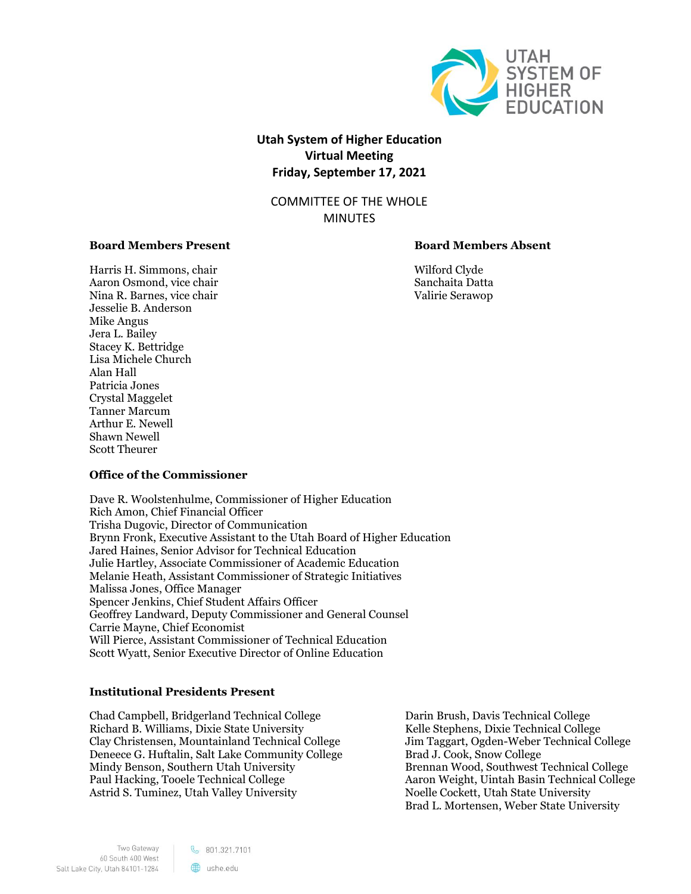# Utah System of Higher Education
## Virtual Meeting
## Friday, September 17, 2021

COMMITTEE OF THE WHOLE
MINUTES

**Board Members Present**

Harris H. Simmons, chair
Aaron Osmond, vice chair
Nina R. Barnes, vice chair
Jesselie B. Anderson
Mike Angus
Jera L. Bailey
Stacey K. Bettridge
Lisa Michele Church
Alan Hall
Patricia Jones
Crystal Maggelet
Tanner Marcum
Arthur E. Newell
Shawn Newell
Scott Theurer

**Board Members Absent**

Wilford Clyde
Sanchaita Datta
Valirie Serawop

**Office of the Commissioner**

Dave R. Woolstenhulme, Commissioner of Higher Education
Rich Amon, Chief Financial Officer
Trisha Dugovic, Director of Communication
Brynn Fronk, Executive Assistant to the Utah Board of Higher Education
Jared Haines, Senior Advisor for Technical Education
Julie Hartley, Associate Commissioner of Academic Education
Melanie Heath, Assistant Commissioner of Strategic Initiatives
Malissa Jones, Office Manager
Spencer Jenkins, Chief Student Affairs Officer
Geoffrey Landward, Deputy Commissioner and General Counsel
Carrie Mayne, Chief Economist
Will Pierce, Assistant Commissioner of Technical Education
Scott Wyatt, Senior Executive Director of Online Education

**Institutional Presidents Present**

Chad Campbell, Bridgerland Technical College
Richard B. Williams, Dixie State University
Clay Christensen, Mountainland Technical College
Deneece G. Huftalin, Salt Lake Community College
Mindy Benson, Southern Utah University
Paul Hacking, Tooele Technical College
Astrid S. Tuminez, Utah Valley University
Darin Brush, Davis Technical College
Kelle Stephens, Dixie Technical College
Jim Taggart, Ogden-Weber Technical College
Brad J. Cook, Snow College
Brennan Wood, Southwest Technical College
Aaron Weight, Uintah Basin Technical College
Noelle Cockett, Utah State University
Brad L. Mortensen, Weber State University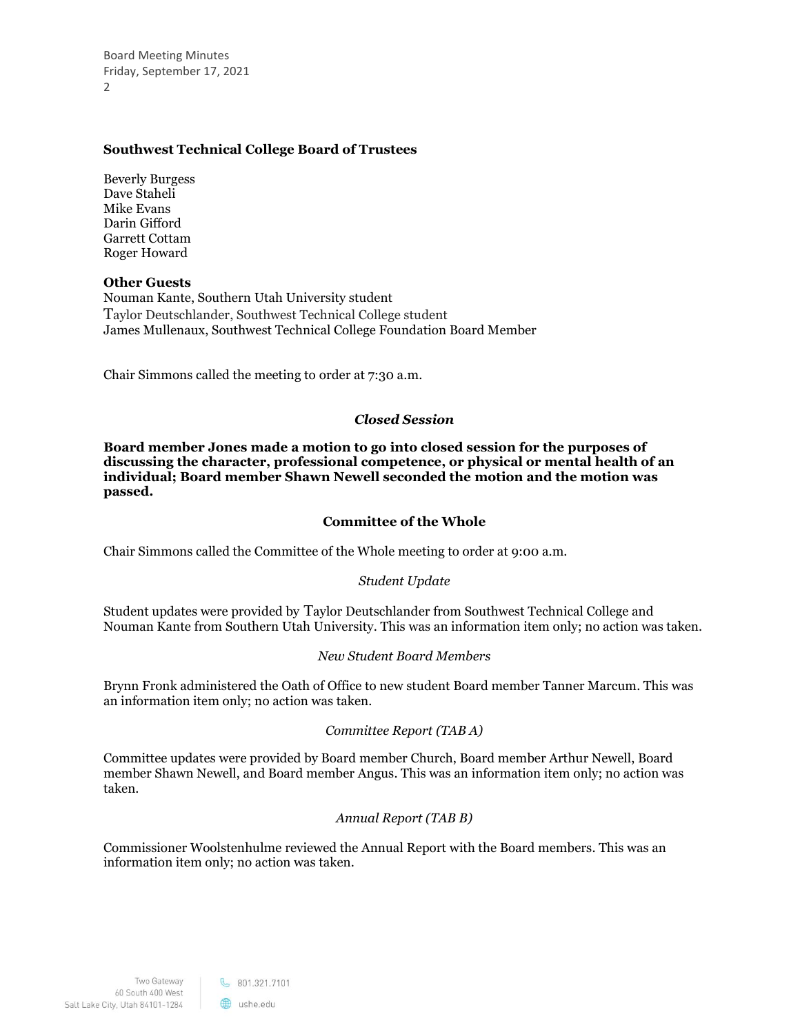### Southwest Technical College Board of Trustees

Beverly Burgess
Dave Staheli
Mike Evans
Darin Gifford
Garrett Cottam
Roger Howard

**Other Guests**
Nouman Kante, Southern Utah University student
Taylor Deutschlander, Southwest Technical College student
James Mullenaux, Southwest Technical College Foundation Board Member

Chair Simmons called the meeting to order at 7:30 a.m.

***Closed Session***

**Board member Jones made a motion to go into closed session for the purposes of discussing the character, professional competence, or physical or mental health of an individual; Board member Shawn Newell seconded the motion and the motion was passed.**

## Committee of the Whole

Chair Simmons called the Committee of the Whole meeting to order at 9:00 a.m.

*Student Update*

Student updates were provided by Taylor Deutschlander from Southwest Technical College and Nouman Kante from Southern Utah University. This was an information item only; no action was taken.

*New Student Board Members*

Brynn Fronk administered the Oath of Office to new student Board member Tanner Marcum. This was an information item only; no action was taken.

*Committee Report (TAB A)*

Committee updates were provided by Board member Church, Board member Arthur Newell, Board member Shawn Newell, and Board member Angus. This was an information item only; no action was taken.

*Annual Report (TAB B)*

Commissioner Woolstenhulme reviewed the Annual Report with the Board members. This was an information item only; no action was taken.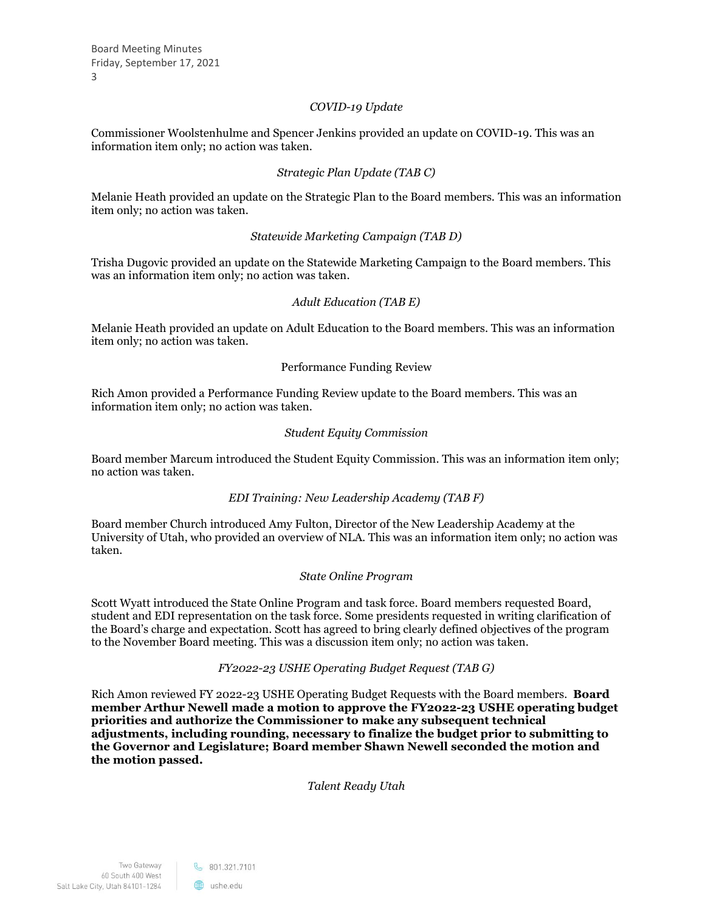*COVID-19 Update*

Commissioner Woolstenhulme and Spencer Jenkins provided an update on COVID-19. This was an information item only; no action was taken.

*Strategic Plan Update (TAB C)*

Melanie Heath provided an update on the Strategic Plan to the Board members. This was an information item only; no action was taken.

*Statewide Marketing Campaign (TAB D)*

Trisha Dugovic provided an update on the Statewide Marketing Campaign to the Board members. This was an information item only; no action was taken.

*Adult Education (TAB E)*

Melanie Heath provided an update on Adult Education to the Board members. This was an information item only; no action was taken.

Performance Funding Review

Rich Amon provided a Performance Funding Review update to the Board members. This was an information item only; no action was taken.

*Student Equity Commission*

Board member Marcum introduced the Student Equity Commission. This was an information item only; no action was taken.

*EDI Training: New Leadership Academy (TAB F)*

Board member Church introduced Amy Fulton, Director of the New Leadership Academy at the University of Utah, who provided an overview of NLA. This was an information item only; no action was taken.

*State Online Program*

Scott Wyatt introduced the State Online Program and task force. Board members requested Board, student and EDI representation on the task force. Some presidents requested in writing clarification of the Board's charge and expectation. Scott has agreed to bring clearly defined objectives of the program to the November Board meeting. This was a discussion item only; no action was taken.

*FY2022-23 USHE Operating Budget Request (TAB G)*

Rich Amon reviewed FY 2022-23 USHE Operating Budget Requests with the Board members. **Board member Arthur Newell made a motion to approve the FY2022-23 USHE operating budget priorities and authorize the Commissioner to make any subsequent technical adjustments, including rounding, necessary to finalize the budget prior to submitting to the Governor and Legislature; Board member Shawn Newell seconded the motion and the motion passed.**

*Talent Ready Utah*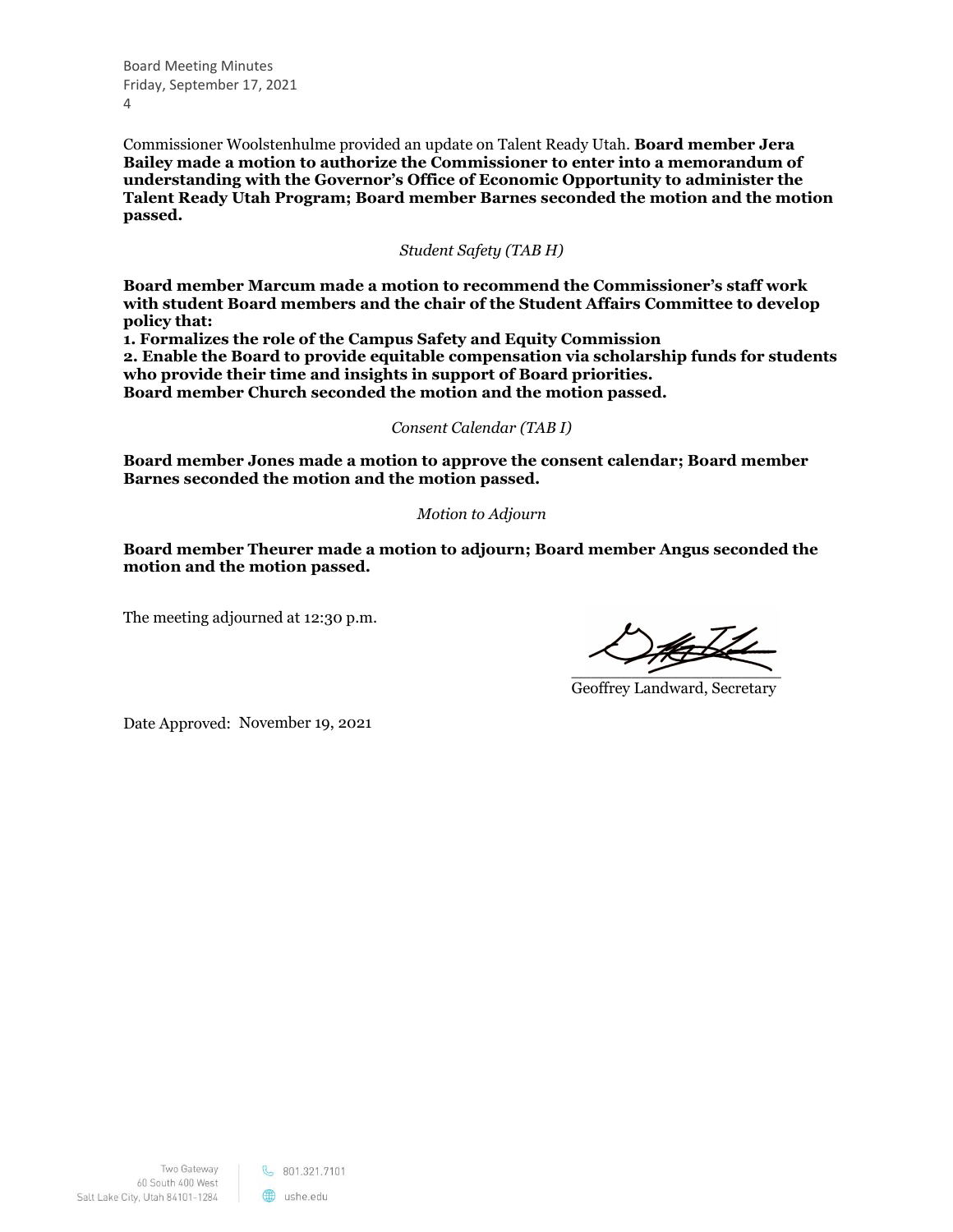Commissioner Woolstenhulme provided an update on Talent Ready Utah. **Board member Jera Bailey made a motion to authorize the Commissioner to enter into a memorandum of understanding with the Governor's Office of Economic Opportunity to administer the Talent Ready Utah Program; Board member Barnes seconded the motion and the motion passed.**

*Student Safety (TAB H)*

**Board member Marcum made a motion to recommend the Commissioner's staff work with student Board members and the chair of the Student Affairs Committee to develop policy that:**
**1. Formalizes the role of the Campus Safety and Equity Commission**
**2. Enable the Board to provide equitable compensation via scholarship funds for students who provide their time and insights in support of Board priorities.**
**Board member Church seconded the motion and the motion passed.**

*Consent Calendar (TAB I)*

**Board member Jones made a motion to approve the consent calendar; Board member Barnes seconded the motion and the motion passed.**

*Motion to Adjourn*

**Board member Theurer made a motion to adjourn; Board member Angus seconded the motion and the motion passed.**

The meeting adjourned at 12:30 p.m.

Geoffrey Landward, Secretary

Date Approved: November 19, 2021

Two Gateway
60 South 400 West
Salt Lake City, Utah 84101-1284

801.321.7101

ushe.edu